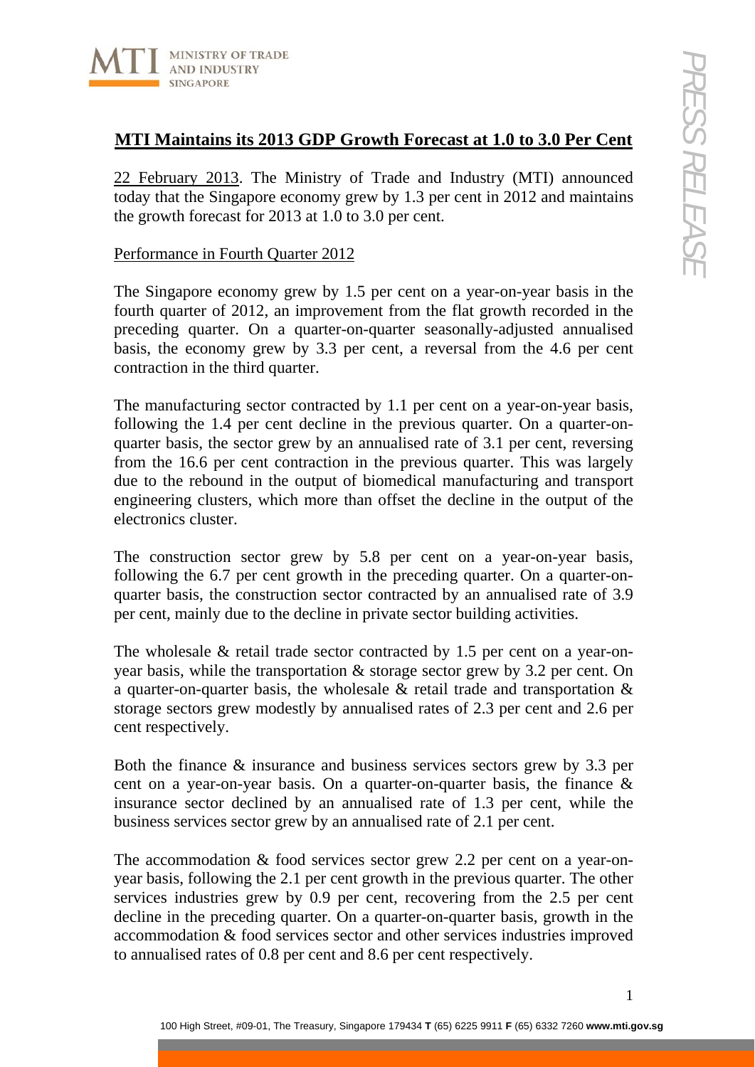# MTI Maintains its 2013 GDP Growth Forecast at 1.0 to 3.0 Per Cent

22 February 2013. The Ministry of Trade and Industry (MTI) announced today that the Singapore economy grew by 1.3 per cent in 2012 and maintains the growth forecast for 2013 at 1.0 to 3.0 per cent.

## Performance in Fourth Quarter 2012

The Singapore economy grew by 1.5 per cent on a year-on-year basis in the fourth quarter of 2012, an improvement from the flat growth recorded in the preceding quarter. On a quarter-on-quarter seasonally-adjusted annualised basis, the economy grew by 3.3 per cent, a reversal from the 4.6 per cent contraction in the third quarter.

The manufacturing sector contracted by 1.1 per cent on a year-on-year basis, following the 1.4 per cent decline in the previous quarter. On a quarter-on-quarter basis, the sector grew by an annualised rate of 3.1 per cent, reversing from the 16.6 per cent contraction in the previous quarter. This was largely due to the rebound in the output of biomedical manufacturing and transport engineering clusters, which more than offset the decline in the output of the electronics cluster.

The construction sector grew by 5.8 per cent on a year-on-year basis, following the 6.7 per cent growth in the preceding quarter. On a quarter-on-quarter basis, the construction sector contracted by an annualised rate of 3.9 per cent, mainly due to the decline in private sector building activities.

The wholesale & retail trade sector contracted by 1.5 per cent on a year-on-year basis, while the transportation & storage sector grew by 3.2 per cent. On a quarter-on-quarter basis, the wholesale & retail trade and transportation & storage sectors grew modestly by annualised rates of 2.3 per cent and 2.6 per cent respectively.

Both the finance & insurance and business services sectors grew by 3.3 per cent on a year-on-year basis. On a quarter-on-quarter basis, the finance & insurance sector declined by an annualised rate of 1.3 per cent, while the business services sector grew by an annualised rate of 2.1 per cent.

The accommodation & food services sector grew 2.2 per cent on a year-on-year basis, following the 2.1 per cent growth in the previous quarter. The other services industries grew by 0.9 per cent, recovering from the 2.5 per cent decline in the preceding quarter. On a quarter-on-quarter basis, growth in the accommodation & food services sector and other services industries improved to annualised rates of 0.8 per cent and 8.6 per cent respectively.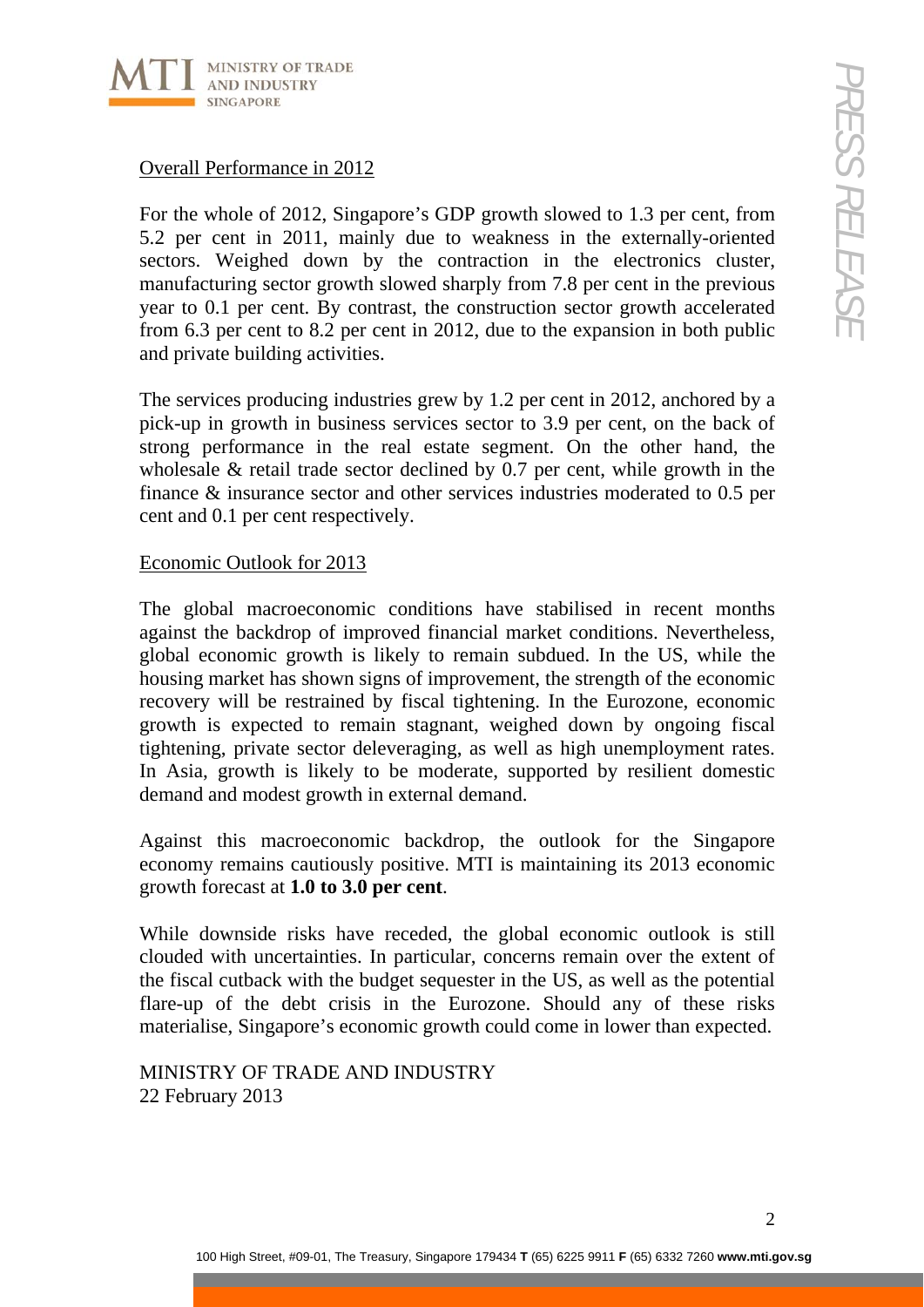## Overall Performance in 2012

For the whole of 2012, Singapore's GDP growth slowed to 1.3 per cent, from 5.2 per cent in 2011, mainly due to weakness in the externally-oriented sectors. Weighed down by the contraction in the electronics cluster, manufacturing sector growth slowed sharply from 7.8 per cent in the previous year to 0.1 per cent. By contrast, the construction sector growth accelerated from 6.3 per cent to 8.2 per cent in 2012, due to the expansion in both public and private building activities.

The services producing industries grew by 1.2 per cent in 2012, anchored by a pick-up in growth in business services sector to 3.9 per cent, on the back of strong performance in the real estate segment. On the other hand, the wholesale & retail trade sector declined by 0.7 per cent, while growth in the finance & insurance sector and other services industries moderated to 0.5 per cent and 0.1 per cent respectively.

## Economic Outlook for 2013

The global macroeconomic conditions have stabilised in recent months against the backdrop of improved financial market conditions. Nevertheless, global economic growth is likely to remain subdued. In the US, while the housing market has shown signs of improvement, the strength of the economic recovery will be restrained by fiscal tightening. In the Eurozone, economic growth is expected to remain stagnant, weighed down by ongoing fiscal tightening, private sector deleveraging, as well as high unemployment rates. In Asia, growth is likely to be moderate, supported by resilient domestic demand and modest growth in external demand.

Against this macroeconomic backdrop, the outlook for the Singapore economy remains cautiously positive. MTI is maintaining its 2013 economic growth forecast at **1.0 to 3.0 per cent**.

While downside risks have receded, the global economic outlook is still clouded with uncertainties. In particular, concerns remain over the extent of the fiscal cutback with the budget sequester in the US, as well as the potential flare-up of the debt crisis in the Eurozone. Should any of these risks materialise, Singapore's economic growth could come in lower than expected.

MINISTRY OF TRADE AND INDUSTRY
22 February 2013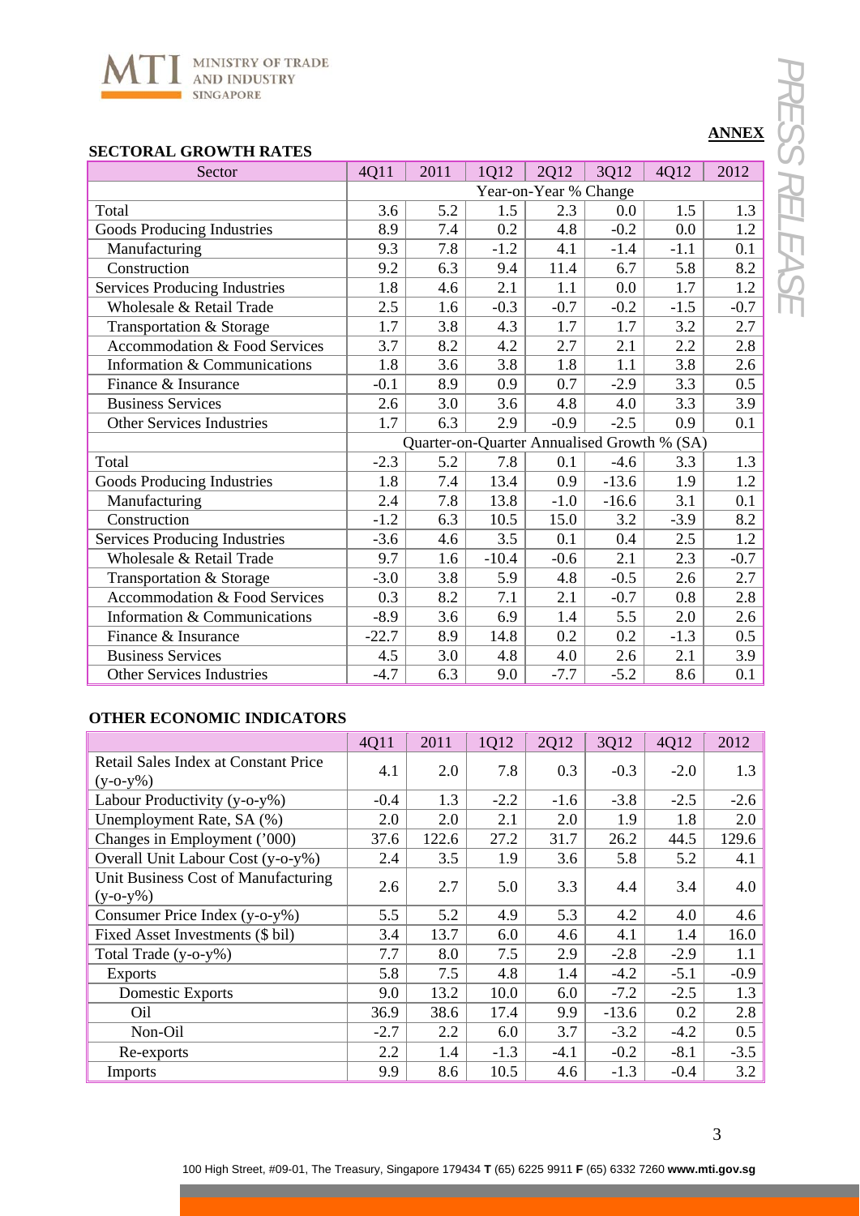**ANNEX**

## SECTORAL GROWTH RATES

| Sector | 4Q11 | 2011 | 1Q12 | 2Q12 | 3Q12 | 4Q12 | 2012 |
|---|---|---|---|---|---|---|---|
| | Year-on-Year % Change | | | | | | |
| Total | 3.6 | 5.2 | 1.5 | 2.3 | 0.0 | 1.5 | 1.3 |
| Goods Producing Industries | 8.9 | 7.4 | 0.2 | 4.8 | -0.2 | 0.0 | 1.2 |
| Manufacturing | 9.3 | 7.8 | -1.2 | 4.1 | -1.4 | -1.1 | 0.1 |
| Construction | 9.2 | 6.3 | 9.4 | 11.4 | 6.7 | 5.8 | 8.2 |
| Services Producing Industries | 1.8 | 4.6 | 2.1 | 1.1 | 0.0 | 1.7 | 1.2 |
| Wholesale & Retail Trade | 2.5 | 1.6 | -0.3 | -0.7 | -0.2 | -1.5 | -0.7 |
| Transportation & Storage | 1.7 | 3.8 | 4.3 | 1.7 | 1.7 | 3.2 | 2.7 |
| Accommodation & Food Services | 3.7 | 8.2 | 4.2 | 2.7 | 2.1 | 2.2 | 2.8 |
| Information & Communications | 1.8 | 3.6 | 3.8 | 1.8 | 1.1 | 3.8 | 2.6 |
| Finance & Insurance | -0.1 | 8.9 | 0.9 | 0.7 | -2.9 | 3.3 | 0.5 |
| Business Services | 2.6 | 3.0 | 3.6 | 4.8 | 4.0 | 3.3 | 3.9 |
| Other Services Industries | 1.7 | 6.3 | 2.9 | -0.9 | -2.5 | 0.9 | 0.1 |
| | Quarter-on-Quarter Annualised Growth % (SA) | | | | | | |
| Total | -2.3 | 5.2 | 7.8 | 0.1 | -4.6 | 3.3 | 1.3 |
| Goods Producing Industries | 1.8 | 7.4 | 13.4 | 0.9 | -13.6 | 1.9 | 1.2 |
| Manufacturing | 2.4 | 7.8 | 13.8 | -1.0 | -16.6 | 3.1 | 0.1 |
| Construction | -1.2 | 6.3 | 10.5 | 15.0 | 3.2 | -3.9 | 8.2 |
| Services Producing Industries | -3.6 | 4.6 | 3.5 | 0.1 | 0.4 | 2.5 | 1.2 |
| Wholesale & Retail Trade | 9.7 | 1.6 | -10.4 | -0.6 | 2.1 | 2.3 | -0.7 |
| Transportation & Storage | -3.0 | 3.8 | 5.9 | 4.8 | -0.5 | 2.6 | 2.7 |
| Accommodation & Food Services | 0.3 | 8.2 | 7.1 | 2.1 | -0.7 | 0.8 | 2.8 |
| Information & Communications | -8.9 | 3.6 | 6.9 | 1.4 | 5.5 | 2.0 | 2.6 |
| Finance & Insurance | -22.7 | 8.9 | 14.8 | 0.2 | 0.2 | -1.3 | 0.5 |
| Business Services | 4.5 | 3.0 | 4.8 | 4.0 | 2.6 | 2.1 | 3.9 |
| Other Services Industries | -4.7 | 6.3 | 9.0 | -7.7 | -5.2 | 8.6 | 0.1 |

## OTHER ECONOMIC INDICATORS

| | 4Q11 | 2011 | 1Q12 | 2Q12 | 3Q12 | 4Q12 | 2012 |
|---|---|---|---|---|---|---|---|
| Retail Sales Index at Constant Price (y-o-y%) | 4.1 | 2.0 | 7.8 | 0.3 | -0.3 | -2.0 | 1.3 |
| Labour Productivity (y-o-y%) | -0.4 | 1.3 | -2.2 | -1.6 | -3.8 | -2.5 | -2.6 |
| Unemployment Rate, SA (%) | 2.0 | 2.0 | 2.1 | 2.0 | 1.9 | 1.8 | 2.0 |
| Changes in Employment ('000) | 37.6 | 122.6 | 27.2 | 31.7 | 26.2 | 44.5 | 129.6 |
| Overall Unit Labour Cost (y-o-y%) | 2.4 | 3.5 | 1.9 | 3.6 | 5.8 | 5.2 | 4.1 |
| Unit Business Cost of Manufacturing (y-o-y%) | 2.6 | 2.7 | 5.0 | 3.3 | 4.4 | 3.4 | 4.0 |
| Consumer Price Index (y-o-y%) | 5.5 | 5.2 | 4.9 | 5.3 | 4.2 | 4.0 | 4.6 |
| Fixed Asset Investments ($ bil) | 3.4 | 13.7 | 6.0 | 4.6 | 4.1 | 1.4 | 16.0 |
| Total Trade (y-o-y%) | 7.7 | 8.0 | 7.5 | 2.9 | -2.8 | -2.9 | 1.1 |
| Exports | 5.8 | 7.5 | 4.8 | 1.4 | -4.2 | -5.1 | -0.9 |
| Domestic Exports | 9.0 | 13.2 | 10.0 | 6.0 | -7.2 | -2.5 | 1.3 |
| Oil | 36.9 | 38.6 | 17.4 | 9.9 | -13.6 | 0.2 | 2.8 |
| Non-Oil | -2.7 | 2.2 | 6.0 | 3.7 | -3.2 | -4.2 | 0.5 |
| Re-exports | 2.2 | 1.4 | -1.3 | -4.1 | -0.2 | -8.1 | -3.5 |
| Imports | 9.9 | 8.6 | 10.5 | 4.6 | -1.3 | -0.4 | 3.2 |